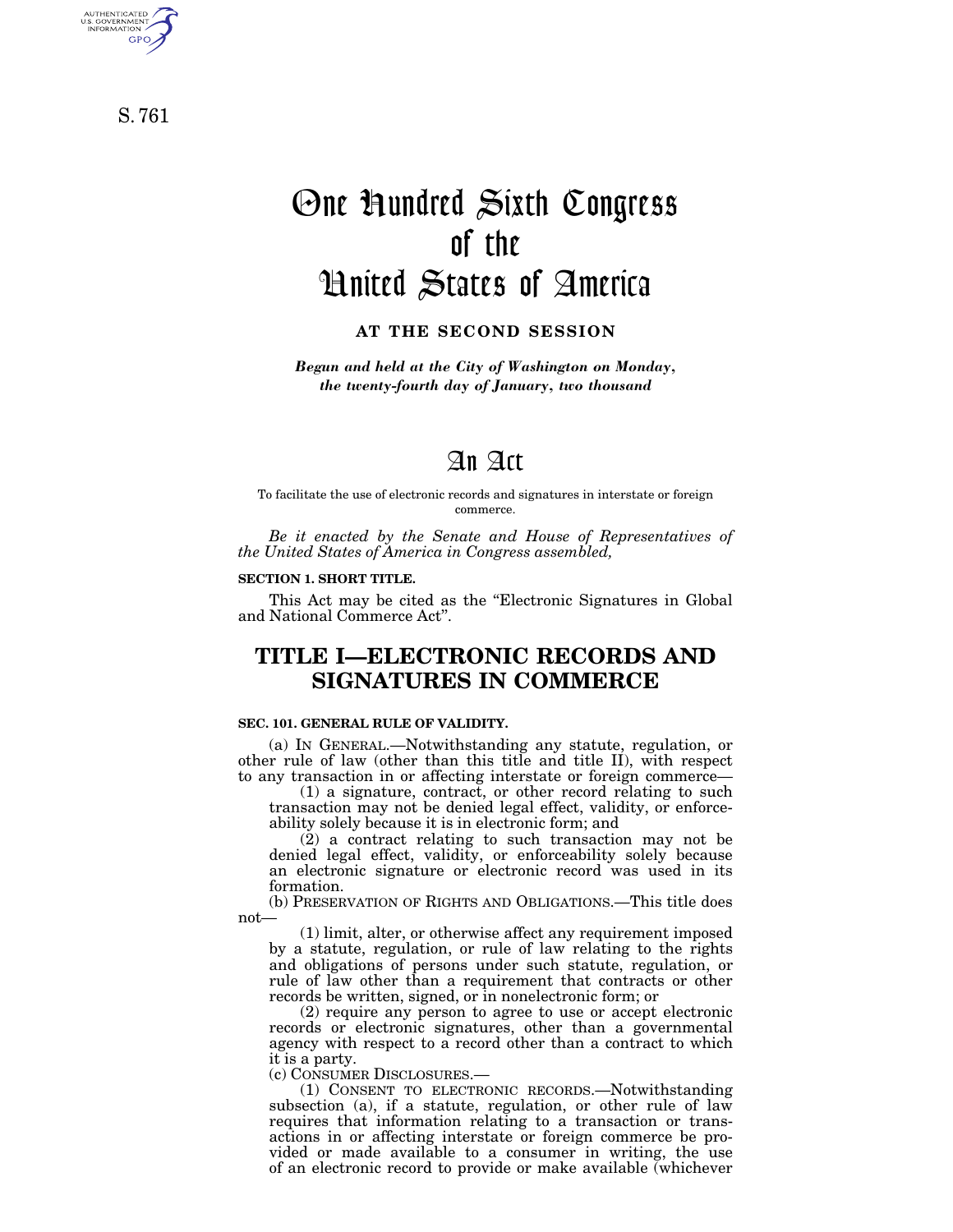S. 761

# One Hundred Sixth Congress of the United States of America

**AT THE SECOND SESSION**

*Begun and held at the City of Washington on Monday, the twenty-fourth day of January, two thousand*

# An Act

To facilitate the use of electronic records and signatures in interstate or foreign commerce.

*Be it enacted by the Senate and House of Representatives of the United States of America in Congress assembled,*

**SECTION 1. SHORT TITLE.**

This Act may be cited as the "Electronic Signatures in Global and National Commerce Act".

## TITLE I—ELECTRONIC RECORDS AND SIGNATURES IN COMMERCE

**SEC. 101. GENERAL RULE OF VALIDITY.**

(a) IN GENERAL.—Notwithstanding any statute, regulation, or other rule of law (other than this title and title II), with respect to any transaction in or affecting interstate or foreign commerce—

(1) a signature, contract, or other record relating to such transaction may not be denied legal effect, validity, or enforceability solely because it is in electronic form; and

(2) a contract relating to such transaction may not be denied legal effect, validity, or enforceability solely because an electronic signature or electronic record was used in its formation.

(b) PRESERVATION OF RIGHTS AND OBLIGATIONS.—This title does not—

(1) limit, alter, or otherwise affect any requirement imposed by a statute, regulation, or rule of law relating to the rights and obligations of persons under such statute, regulation, or rule of law other than a requirement that contracts or other records be written, signed, or in nonelectronic form; or

(2) require any person to agree to use or accept electronic records or electronic signatures, other than a governmental agency with respect to a record other than a contract to which it is a party.

(c) CONSUMER DISCLOSURES.—

(1) CONSENT TO ELECTRONIC RECORDS.—Notwithstanding subsection (a), if a statute, regulation, or other rule of law requires that information relating to a transaction or transactions in or affecting interstate or foreign commerce be provided or made available to a consumer in writing, the use of an electronic record to provide or make available (whichever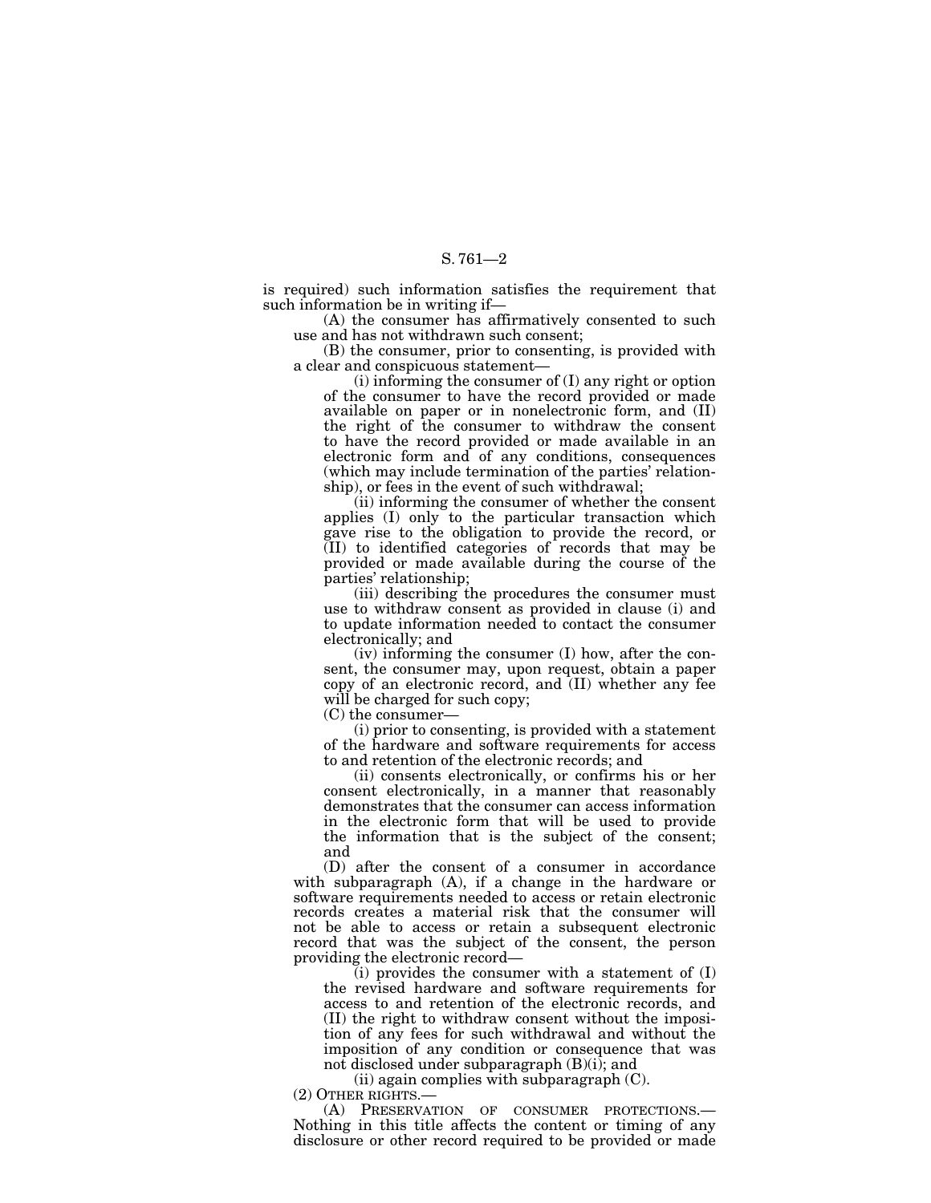is required) such information satisfies the requirement that such information be in writing if—

(A) the consumer has affirmatively consented to such use and has not withdrawn such consent;

(B) the consumer, prior to consenting, is provided with a clear and conspicuous statement—

(i) informing the consumer of (I) any right or option of the consumer to have the record provided or made available on paper or in nonelectronic form, and (II) the right of the consumer to withdraw the consent to have the record provided or made available in an electronic form and of any conditions, consequences (which may include termination of the parties' relationship), or fees in the event of such withdrawal;

(ii) informing the consumer of whether the consent applies (I) only to the particular transaction which gave rise to the obligation to provide the record, or (II) to identified categories of records that may be provided or made available during the course of the parties' relationship;

(iii) describing the procedures the consumer must use to withdraw consent as provided in clause (i) and to update information needed to contact the consumer electronically; and

(iv) informing the consumer (I) how, after the consent, the consumer may, upon request, obtain a paper copy of an electronic record, and (II) whether any fee will be charged for such copy;

(C) the consumer—

(i) prior to consenting, is provided with a statement of the hardware and software requirements for access to and retention of the electronic records; and

(ii) consents electronically, or confirms his or her consent electronically, in a manner that reasonably demonstrates that the consumer can access information in the electronic form that will be used to provide the information that is the subject of the consent; and

(D) after the consent of a consumer in accordance with subparagraph (A), if a change in the hardware or software requirements needed to access or retain electronic records creates a material risk that the consumer will not be able to access or retain a subsequent electronic record that was the subject of the consent, the person providing the electronic record—

(i) provides the consumer with a statement of (I) the revised hardware and software requirements for access to and retention of the electronic records, and (II) the right to withdraw consent without the imposition of any fees for such withdrawal and without the imposition of any condition or consequence that was not disclosed under subparagraph (B)(i); and

(ii) again complies with subparagraph (C).

(2) OTHER RIGHTS.—

(A) PRESERVATION OF CONSUMER PROTECTIONS.— Nothing in this title affects the content or timing of any disclosure or other record required to be provided or made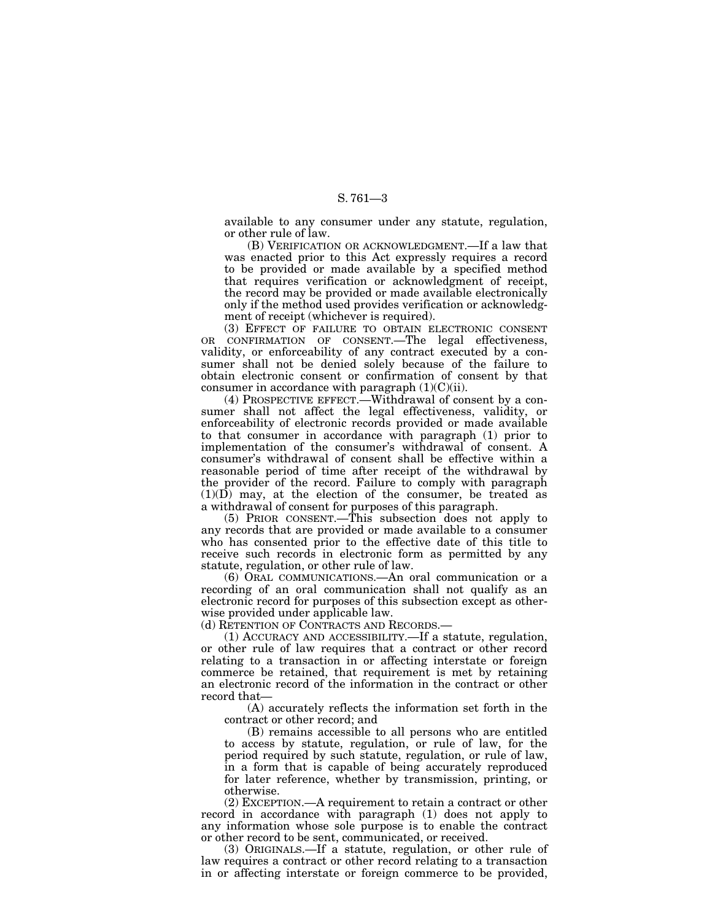available to any consumer under any statute, regulation, or other rule of law.

(B) VERIFICATION OR ACKNOWLEDGMENT.—If a law that was enacted prior to this Act expressly requires a record to be provided or made available by a specified method that requires verification or acknowledgment of receipt, the record may be provided or made available electronically only if the method used provides verification or acknowledgment of receipt (whichever is required).

(3) EFFECT OF FAILURE TO OBTAIN ELECTRONIC CONSENT OR CONFIRMATION OF CONSENT.—The legal effectiveness, validity, or enforceability of any contract executed by a consumer shall not be denied solely because of the failure to obtain electronic consent or confirmation of consent by that consumer in accordance with paragraph (1)(C)(ii).

(4) PROSPECTIVE EFFECT.—Withdrawal of consent by a consumer shall not affect the legal effectiveness, validity, or enforceability of electronic records provided or made available to that consumer in accordance with paragraph (1) prior to implementation of the consumer's withdrawal of consent. A consumer's withdrawal of consent shall be effective within a reasonable period of time after receipt of the withdrawal by the provider of the record. Failure to comply with paragraph (1)(D) may, at the election of the consumer, be treated as a withdrawal of consent for purposes of this paragraph.

(5) PRIOR CONSENT.—This subsection does not apply to any records that are provided or made available to a consumer who has consented prior to the effective date of this title to receive such records in electronic form as permitted by any statute, regulation, or other rule of law.

(6) ORAL COMMUNICATIONS.—An oral communication or a recording of an oral communication shall not qualify as an electronic record for purposes of this subsection except as otherwise provided under applicable law.

(d) RETENTION OF CONTRACTS AND RECORDS.—

(1) ACCURACY AND ACCESSIBILITY.—If a statute, regulation, or other rule of law requires that a contract or other record relating to a transaction in or affecting interstate or foreign commerce be retained, that requirement is met by retaining an electronic record of the information in the contract or other record that—

(A) accurately reflects the information set forth in the contract or other record; and

(B) remains accessible to all persons who are entitled to access by statute, regulation, or rule of law, for the period required by such statute, regulation, or rule of law, in a form that is capable of being accurately reproduced for later reference, whether by transmission, printing, or otherwise.

(2) EXCEPTION.—A requirement to retain a contract or other record in accordance with paragraph (1) does not apply to any information whose sole purpose is to enable the contract or other record to be sent, communicated, or received.

(3) ORIGINALS.—If a statute, regulation, or other rule of law requires a contract or other record relating to a transaction in or affecting interstate or foreign commerce to be provided,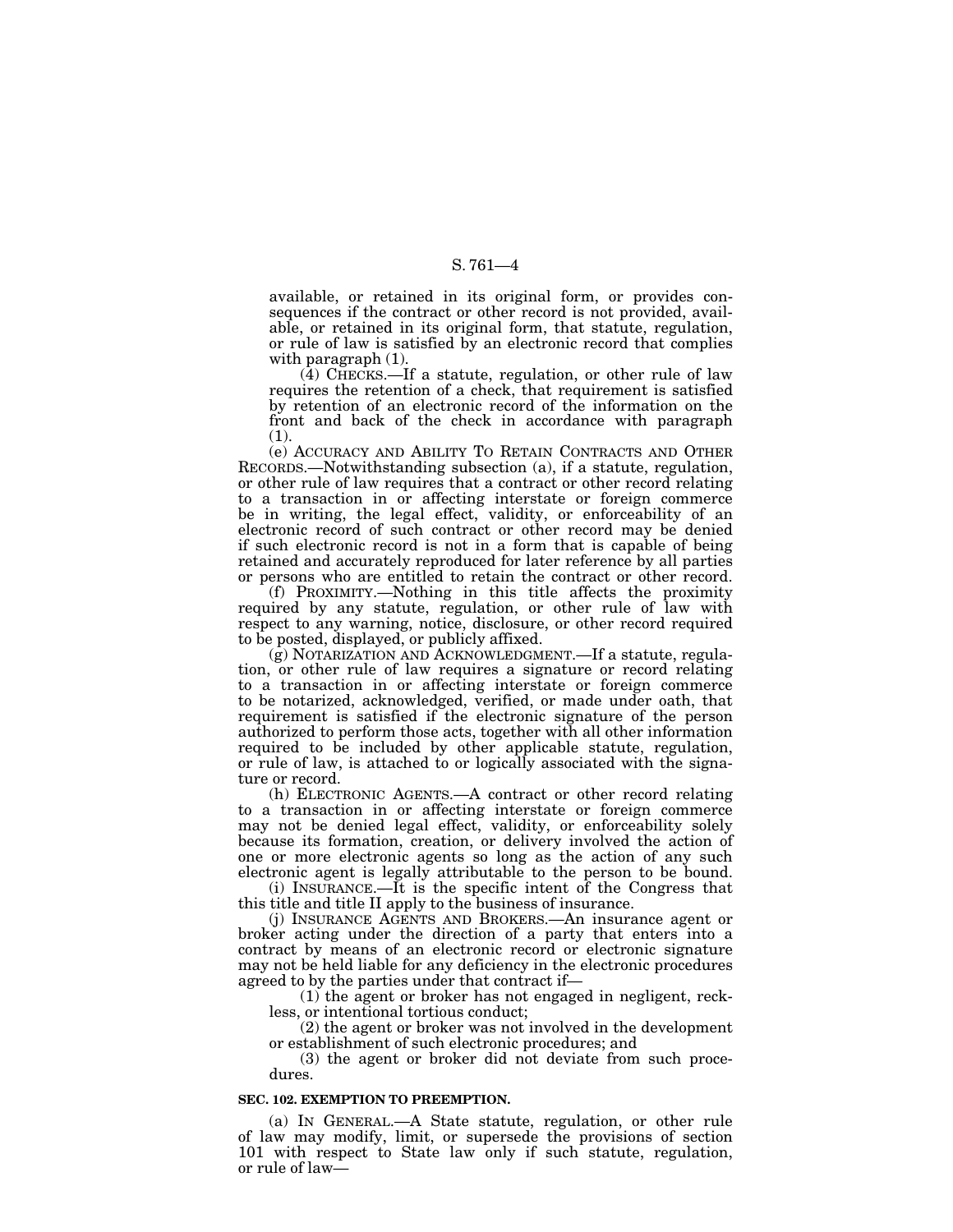available, or retained in its original form, or provides consequences if the contract or other record is not provided, available, or retained in its original form, that statute, regulation, or rule of law is satisfied by an electronic record that complies with paragraph (1).

(4) CHECKS.—If a statute, regulation, or other rule of law requires the retention of a check, that requirement is satisfied by retention of an electronic record of the information on the front and back of the check in accordance with paragraph (1).

(e) ACCURACY AND ABILITY TO RETAIN CONTRACTS AND OTHER RECORDS.—Notwithstanding subsection (a), if a statute, regulation, or other rule of law requires that a contract or other record relating to a transaction in or affecting interstate or foreign commerce be in writing, the legal effect, validity, or enforceability of an electronic record of such contract or other record may be denied if such electronic record is not in a form that is capable of being retained and accurately reproduced for later reference by all parties or persons who are entitled to retain the contract or other record.

(f) PROXIMITY.—Nothing in this title affects the proximity required by any statute, regulation, or other rule of law with respect to any warning, notice, disclosure, or other record required to be posted, displayed, or publicly affixed.

(g) NOTARIZATION AND ACKNOWLEDGMENT.—If a statute, regulation, or other rule of law requires a signature or record relating to a transaction in or affecting interstate or foreign commerce to be notarized, acknowledged, verified, or made under oath, that requirement is satisfied if the electronic signature of the person authorized to perform those acts, together with all other information required to be included by other applicable statute, regulation, or rule of law, is attached to or logically associated with the signature or record.

(h) ELECTRONIC AGENTS.—A contract or other record relating to a transaction in or affecting interstate or foreign commerce may not be denied legal effect, validity, or enforceability solely because its formation, creation, or delivery involved the action of one or more electronic agents so long as the action of any such electronic agent is legally attributable to the person to be bound.

(i) INSURANCE.—It is the specific intent of the Congress that this title and title II apply to the business of insurance.

(j) INSURANCE AGENTS AND BROKERS.—An insurance agent or broker acting under the direction of a party that enters into a contract by means of an electronic record or electronic signature may not be held liable for any deficiency in the electronic procedures agreed to by the parties under that contract if—

(1) the agent or broker has not engaged in negligent, reckless, or intentional tortious conduct;

(2) the agent or broker was not involved in the development or establishment of such electronic procedures; and

(3) the agent or broker did not deviate from such procedures.

**SEC. 102. EXEMPTION TO PREEMPTION.**

(a) IN GENERAL.—A State statute, regulation, or other rule of law may modify, limit, or supersede the provisions of section 101 with respect to State law only if such statute, regulation, or rule of law—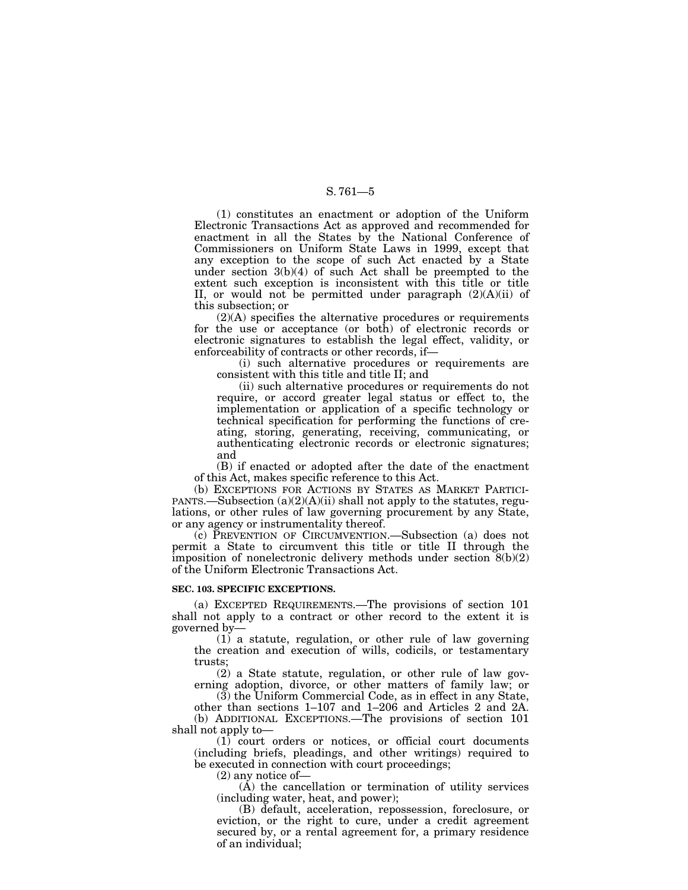(1) constitutes an enactment or adoption of the Uniform Electronic Transactions Act as approved and recommended for enactment in all the States by the National Conference of Commissioners on Uniform State Laws in 1999, except that any exception to the scope of such Act enacted by a State under section 3(b)(4) of such Act shall be preempted to the extent such exception is inconsistent with this title or title II, or would not be permitted under paragraph (2)(A)(ii) of this subsection; or

(2)(A) specifies the alternative procedures or requirements for the use or acceptance (or both) of electronic records or electronic signatures to establish the legal effect, validity, or enforceability of contracts or other records, if—

(i) such alternative procedures or requirements are consistent with this title and title II; and

(ii) such alternative procedures or requirements do not require, or accord greater legal status or effect to, the implementation or application of a specific technology or technical specification for performing the functions of creating, storing, generating, receiving, communicating, or authenticating electronic records or electronic signatures; and

(B) if enacted or adopted after the date of the enactment of this Act, makes specific reference to this Act.

(b) EXCEPTIONS FOR ACTIONS BY STATES AS MARKET PARTICIPANTS.—Subsection (a)(2)(A)(ii) shall not apply to the statutes, regulations, or other rules of law governing procurement by any State, or any agency or instrumentality thereof.

(c) PREVENTION OF CIRCUMVENTION.—Subsection (a) does not permit a State to circumvent this title or title II through the imposition of nonelectronic delivery methods under section 8(b)(2) of the Uniform Electronic Transactions Act.

**SEC. 103. SPECIFIC EXCEPTIONS.**

(a) EXCEPTED REQUIREMENTS.—The provisions of section 101 shall not apply to a contract or other record to the extent it is governed by—

(1) a statute, regulation, or other rule of law governing the creation and execution of wills, codicils, or testamentary trusts;

(2) a State statute, regulation, or other rule of law governing adoption, divorce, or other matters of family law; or

(3) the Uniform Commercial Code, as in effect in any State, other than sections 1–107 and 1–206 and Articles 2 and 2A.

(b) ADDITIONAL EXCEPTIONS.—The provisions of section 101 shall not apply to—

(1) court orders or notices, or official court documents (including briefs, pleadings, and other writings) required to be executed in connection with court proceedings;

(2) any notice of—

(A) the cancellation or termination of utility services (including water, heat, and power);

(B) default, acceleration, repossession, foreclosure, or eviction, or the right to cure, under a credit agreement secured by, or a rental agreement for, a primary residence of an individual;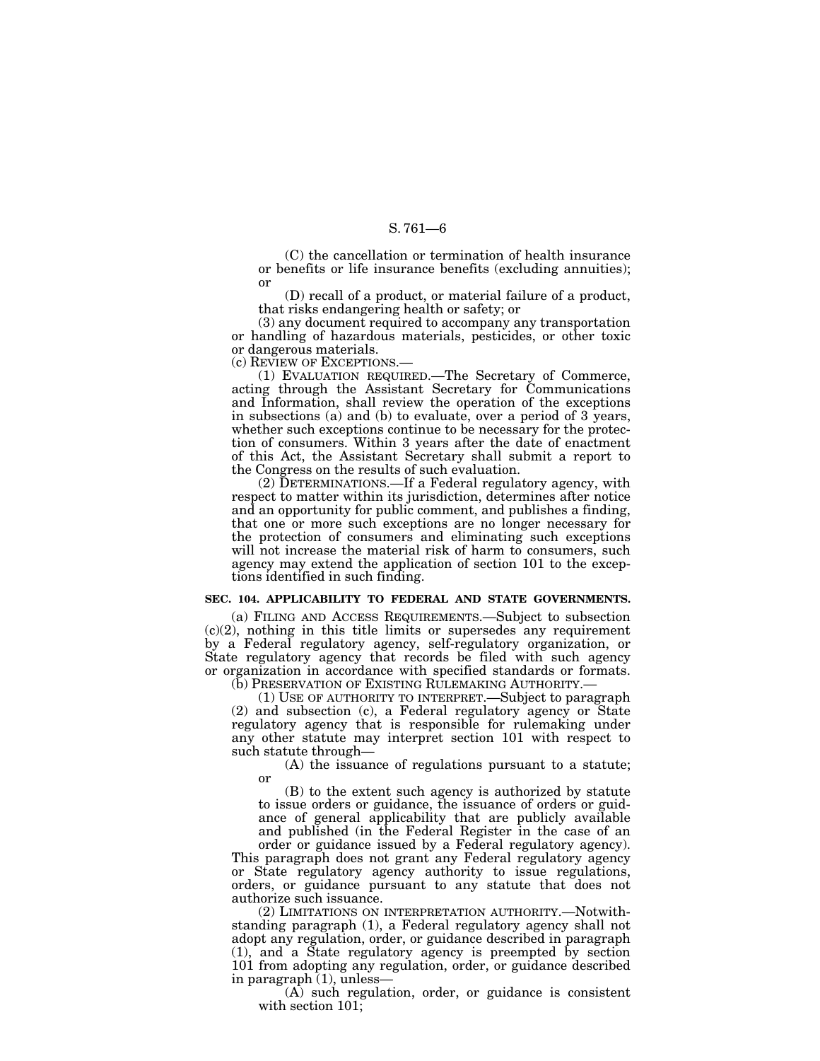(C) the cancellation or termination of health insurance or benefits or life insurance benefits (excluding annuities); or

(D) recall of a product, or material failure of a product, that risks endangering health or safety; or

(3) any document required to accompany any transportation or handling of hazardous materials, pesticides, or other toxic or dangerous materials.

(c) REVIEW OF EXCEPTIONS.—

(1) EVALUATION REQUIRED.—The Secretary of Commerce, acting through the Assistant Secretary for Communications and Information, shall review the operation of the exceptions in subsections (a) and (b) to evaluate, over a period of 3 years, whether such exceptions continue to be necessary for the protection of consumers. Within 3 years after the date of enactment of this Act, the Assistant Secretary shall submit a report to the Congress on the results of such evaluation.

(2) DETERMINATIONS.—If a Federal regulatory agency, with respect to matter within its jurisdiction, determines after notice and an opportunity for public comment, and publishes a finding, that one or more such exceptions are no longer necessary for the protection of consumers and eliminating such exceptions will not increase the material risk of harm to consumers, such agency may extend the application of section 101 to the exceptions identified in such finding.

**SEC. 104. APPLICABILITY TO FEDERAL AND STATE GOVERNMENTS.**

(a) FILING AND ACCESS REQUIREMENTS.—Subject to subsection (c)(2), nothing in this title limits or supersedes any requirement by a Federal regulatory agency, self-regulatory organization, or State regulatory agency that records be filed with such agency or organization in accordance with specified standards or formats.

(b) PRESERVATION OF EXISTING RULEMAKING AUTHORITY.—

(1) USE OF AUTHORITY TO INTERPRET.—Subject to paragraph (2) and subsection (c), a Federal regulatory agency or State regulatory agency that is responsible for rulemaking under any other statute may interpret section 101 with respect to such statute through—

(A) the issuance of regulations pursuant to a statute; or

(B) to the extent such agency is authorized by statute to issue orders or guidance, the issuance of orders or guidance of general applicability that are publicly available and published (in the Federal Register in the case of an order or guidance issued by a Federal regulatory agency).

This paragraph does not grant any Federal regulatory agency or State regulatory agency authority to issue regulations, orders, or guidance pursuant to any statute that does not authorize such issuance.

(2) LIMITATIONS ON INTERPRETATION AUTHORITY.—Notwithstanding paragraph (1), a Federal regulatory agency shall not adopt any regulation, order, or guidance described in paragraph (1), and a State regulatory agency is preempted by section 101 from adopting any regulation, order, or guidance described in paragraph (1), unless—

(A) such regulation, order, or guidance is consistent with section 101;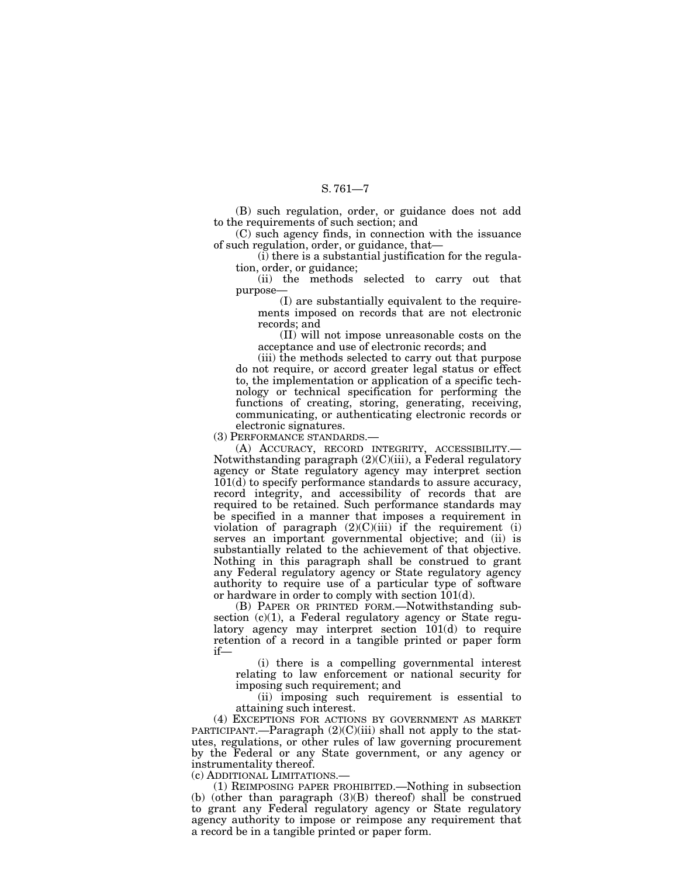(B) such regulation, order, or guidance does not add to the requirements of such section; and

(C) such agency finds, in connection with the issuance of such regulation, order, or guidance, that—

(i) there is a substantial justification for the regulation, order, or guidance;

(ii) the methods selected to carry out that purpose—

(I) are substantially equivalent to the requirements imposed on records that are not electronic records; and

(II) will not impose unreasonable costs on the acceptance and use of electronic records; and

(iii) the methods selected to carry out that purpose do not require, or accord greater legal status or effect to, the implementation or application of a specific technology or technical specification for performing the functions of creating, storing, generating, receiving, communicating, or authenticating electronic records or electronic signatures.

(3) PERFORMANCE STANDARDS.—

(A) ACCURACY, RECORD INTEGRITY, ACCESSIBILITY.—Notwithstanding paragraph (2)(C)(iii), a Federal regulatory agency or State regulatory agency may interpret section 101(d) to specify performance standards to assure accuracy, record integrity, and accessibility of records that are required to be retained. Such performance standards may be specified in a manner that imposes a requirement in violation of paragraph (2)(C)(iii) if the requirement (i) serves an important governmental objective; and (ii) is substantially related to the achievement of that objective. Nothing in this paragraph shall be construed to grant any Federal regulatory agency or State regulatory agency authority to require use of a particular type of software or hardware in order to comply with section 101(d).

(B) PAPER OR PRINTED FORM.—Notwithstanding subsection (c)(1), a Federal regulatory agency or State regulatory agency may interpret section 101(d) to require retention of a record in a tangible printed or paper form if—

(i) there is a compelling governmental interest relating to law enforcement or national security for imposing such requirement; and

(ii) imposing such requirement is essential to attaining such interest.

(4) EXCEPTIONS FOR ACTIONS BY GOVERNMENT AS MARKET PARTICIPANT.—Paragraph (2)(C)(iii) shall not apply to the statutes, regulations, or other rules of law governing procurement by the Federal or any State government, or any agency or instrumentality thereof.

(c) ADDITIONAL LIMITATIONS.—

(1) REIMPOSING PAPER PROHIBITED.—Nothing in subsection (b) (other than paragraph (3)(B) thereof) shall be construed to grant any Federal regulatory agency or State regulatory agency authority to impose or reimpose any requirement that a record be in a tangible printed or paper form.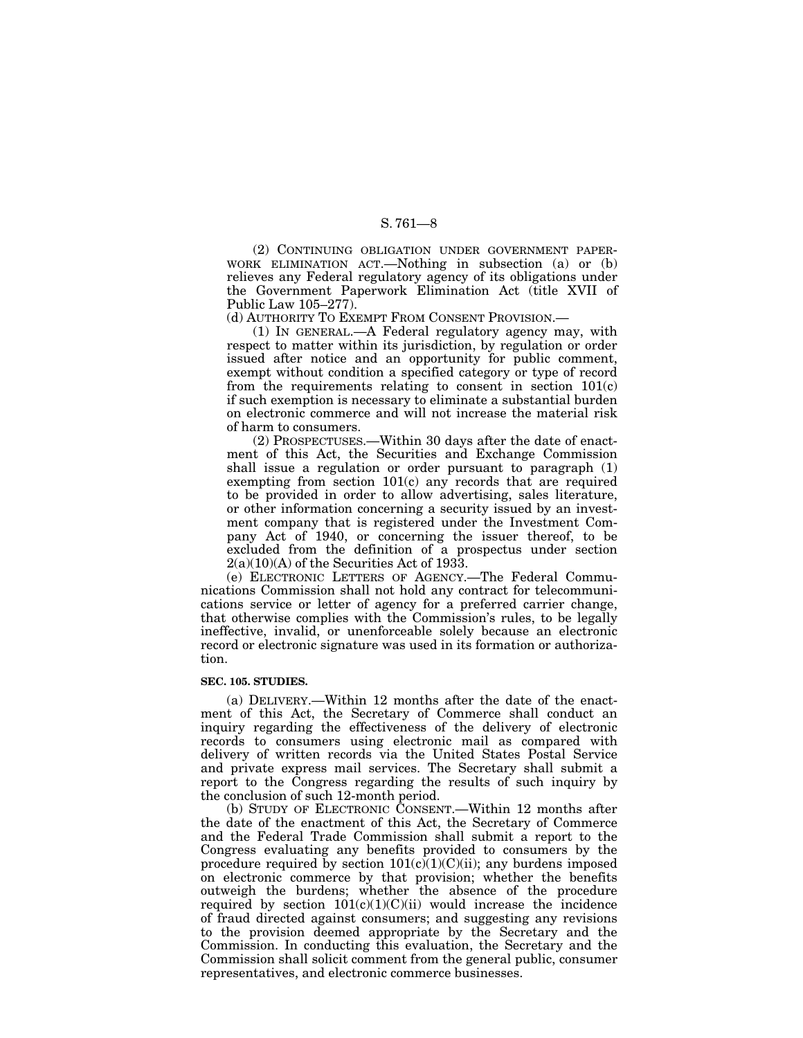(2) CONTINUING OBLIGATION UNDER GOVERNMENT PAPERWORK ELIMINATION ACT.—Nothing in subsection (a) or (b) relieves any Federal regulatory agency of its obligations under the Government Paperwork Elimination Act (title XVII of Public Law 105–277).

(d) AUTHORITY TO EXEMPT FROM CONSENT PROVISION.—

(1) IN GENERAL.—A Federal regulatory agency may, with respect to matter within its jurisdiction, by regulation or order issued after notice and an opportunity for public comment, exempt without condition a specified category or type of record from the requirements relating to consent in section 101(c) if such exemption is necessary to eliminate a substantial burden on electronic commerce and will not increase the material risk of harm to consumers.

(2) PROSPECTUSES.—Within 30 days after the date of enactment of this Act, the Securities and Exchange Commission shall issue a regulation or order pursuant to paragraph (1) exempting from section 101(c) any records that are required to be provided in order to allow advertising, sales literature, or other information concerning a security issued by an investment company that is registered under the Investment Company Act of 1940, or concerning the issuer thereof, to be excluded from the definition of a prospectus under section 2(a)(10)(A) of the Securities Act of 1933.

(e) ELECTRONIC LETTERS OF AGENCY.—The Federal Communications Commission shall not hold any contract for telecommunications service or letter of agency for a preferred carrier change, that otherwise complies with the Commission's rules, to be legally ineffective, invalid, or unenforceable solely because an electronic record or electronic signature was used in its formation or authorization.

**SEC. 105. STUDIES.**

(a) DELIVERY.—Within 12 months after the date of the enactment of this Act, the Secretary of Commerce shall conduct an inquiry regarding the effectiveness of the delivery of electronic records to consumers using electronic mail as compared with delivery of written records via the United States Postal Service and private express mail services. The Secretary shall submit a report to the Congress regarding the results of such inquiry by the conclusion of such 12-month period.

(b) STUDY OF ELECTRONIC CONSENT.—Within 12 months after the date of the enactment of this Act, the Secretary of Commerce and the Federal Trade Commission shall submit a report to the Congress evaluating any benefits provided to consumers by the procedure required by section 101(c)(1)(C)(ii); any burdens imposed on electronic commerce by that provision; whether the benefits outweigh the burdens; whether the absence of the procedure required by section 101(c)(1)(C)(ii) would increase the incidence of fraud directed against consumers; and suggesting any revisions to the provision deemed appropriate by the Secretary and the Commission. In conducting this evaluation, the Secretary and the Commission shall solicit comment from the general public, consumer representatives, and electronic commerce businesses.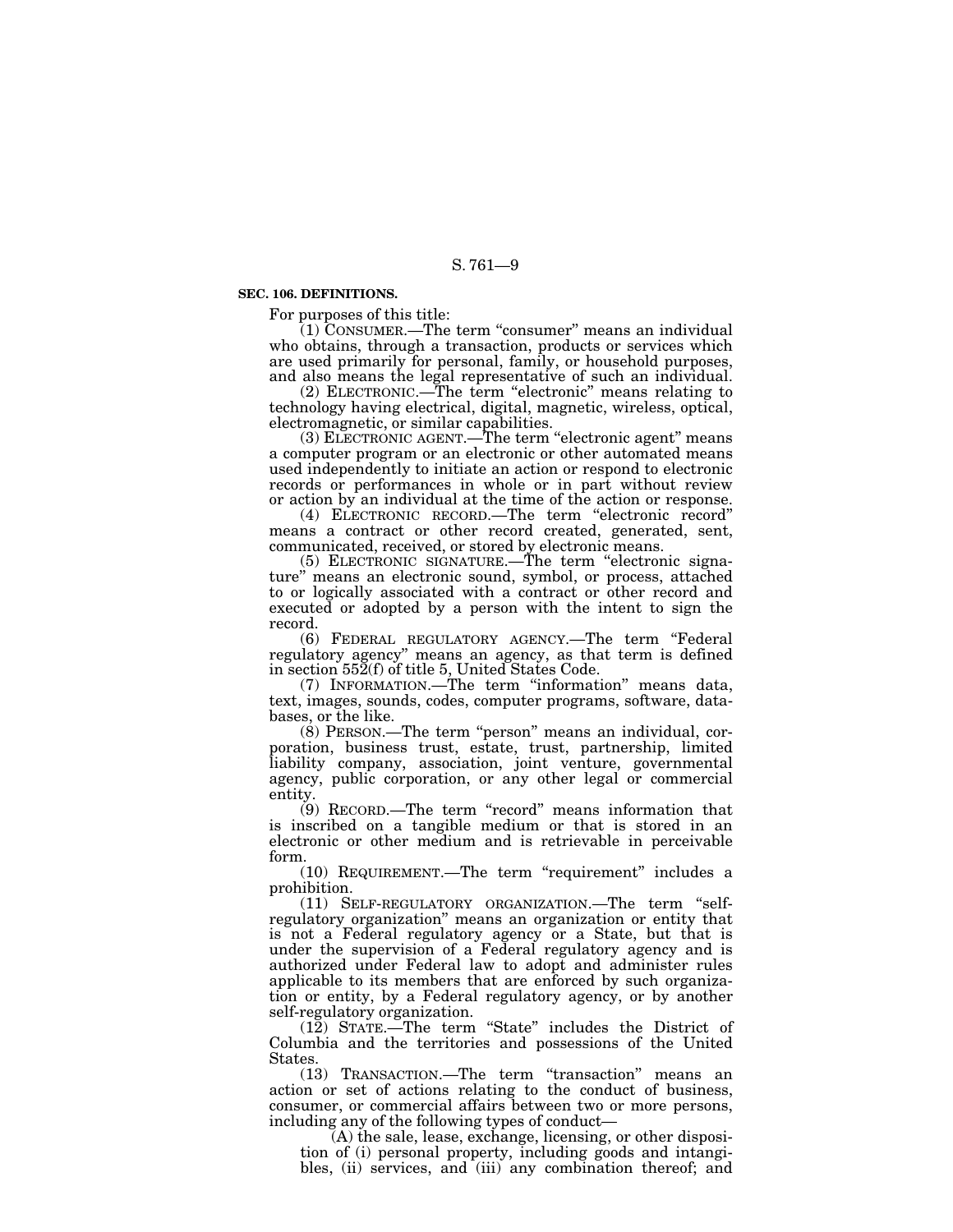**SEC. 106. DEFINITIONS.**

For purposes of this title:

(1) CONSUMER.—The term "consumer" means an individual who obtains, through a transaction, products or services which are used primarily for personal, family, or household purposes, and also means the legal representative of such an individual.

(2) ELECTRONIC.—The term "electronic" means relating to technology having electrical, digital, magnetic, wireless, optical, electromagnetic, or similar capabilities.

(3) ELECTRONIC AGENT.—The term "electronic agent" means a computer program or an electronic or other automated means used independently to initiate an action or respond to electronic records or performances in whole or in part without review or action by an individual at the time of the action or response.

(4) ELECTRONIC RECORD.—The term "electronic record" means a contract or other record created, generated, sent, communicated, received, or stored by electronic means.

(5) ELECTRONIC SIGNATURE.—The term "electronic signature" means an electronic sound, symbol, or process, attached to or logically associated with a contract or other record and executed or adopted by a person with the intent to sign the record.

(6) FEDERAL REGULATORY AGENCY.—The term "Federal regulatory agency" means an agency, as that term is defined in section 552(f) of title 5, United States Code.

(7) INFORMATION.—The term "information" means data, text, images, sounds, codes, computer programs, software, databases, or the like.

(8) PERSON.—The term "person" means an individual, corporation, business trust, estate, trust, partnership, limited liability company, association, joint venture, governmental agency, public corporation, or any other legal or commercial entity.

(9) RECORD.—The term "record" means information that is inscribed on a tangible medium or that is stored in an electronic or other medium and is retrievable in perceivable form.

(10) REQUIREMENT.—The term "requirement" includes a prohibition.

(11) SELF-REGULATORY ORGANIZATION.—The term "self-regulatory organization" means an organization or entity that is not a Federal regulatory agency or a State, but that is under the supervision of a Federal regulatory agency and is authorized under Federal law to adopt and administer rules applicable to its members that are enforced by such organization or entity, by a Federal regulatory agency, or by another self-regulatory organization.

(12) STATE.—The term "State" includes the District of Columbia and the territories and possessions of the United States.

(13) TRANSACTION.—The term "transaction" means an action or set of actions relating to the conduct of business, consumer, or commercial affairs between two or more persons, including any of the following types of conduct—

(A) the sale, lease, exchange, licensing, or other disposition of (i) personal property, including goods and intangibles, (ii) services, and (iii) any combination thereof; and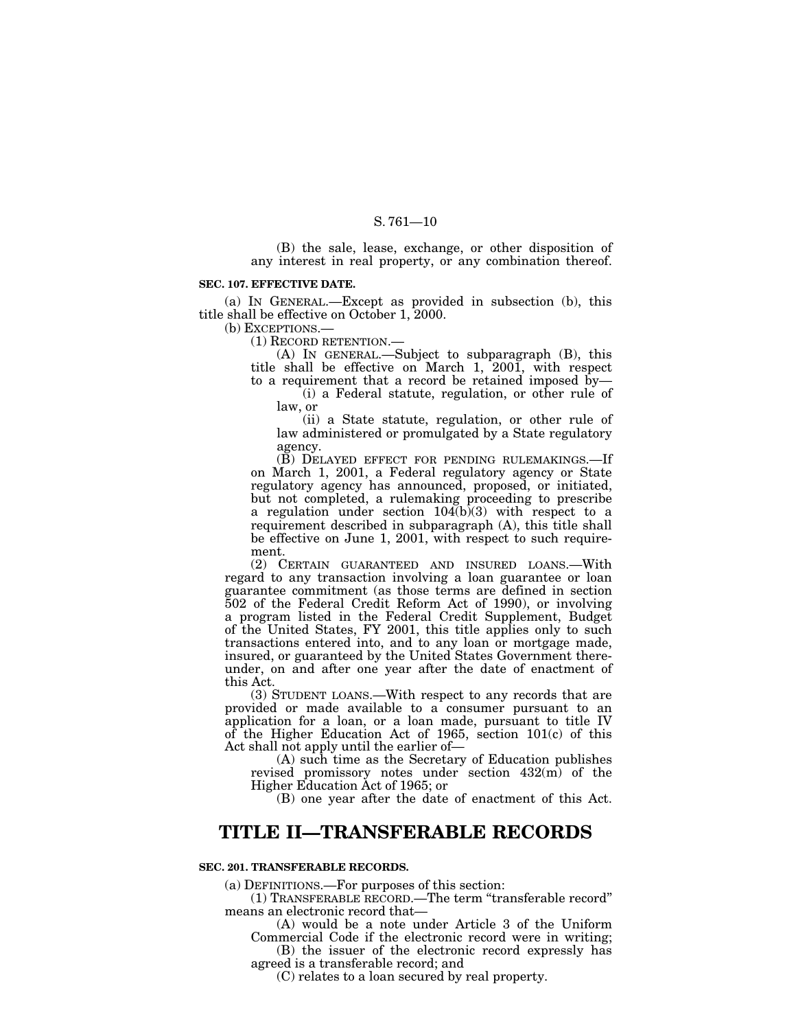(B) the sale, lease, exchange, or other disposition of any interest in real property, or any combination thereof.

**SEC. 107. EFFECTIVE DATE.**

(a) IN GENERAL.—Except as provided in subsection (b), this title shall be effective on October 1, 2000.

(b) EXCEPTIONS.—

(1) RECORD RETENTION.—

(A) IN GENERAL.—Subject to subparagraph (B), this title shall be effective on March 1, 2001, with respect to a requirement that a record be retained imposed by—

(i) a Federal statute, regulation, or other rule of law, or

(ii) a State statute, regulation, or other rule of law administered or promulgated by a State regulatory agency.

(B) DELAYED EFFECT FOR PENDING RULEMAKINGS.—If on March 1, 2001, a Federal regulatory agency or State regulatory agency has announced, proposed, or initiated, but not completed, a rulemaking proceeding to prescribe a regulation under section 104(b)(3) with respect to a requirement described in subparagraph (A), this title shall be effective on June 1, 2001, with respect to such requirement.

(2) CERTAIN GUARANTEED AND INSURED LOANS.—With regard to any transaction involving a loan guarantee or loan guarantee commitment (as those terms are defined in section 502 of the Federal Credit Reform Act of 1990), or involving a program listed in the Federal Credit Supplement, Budget of the United States, FY 2001, this title applies only to such transactions entered into, and to any loan or mortgage made, insured, or guaranteed by the United States Government thereunder, on and after one year after the date of enactment of this Act.

(3) STUDENT LOANS.—With respect to any records that are provided or made available to a consumer pursuant to an application for a loan, or a loan made, pursuant to title IV of the Higher Education Act of 1965, section 101(c) of this Act shall not apply until the earlier of—

(A) such time as the Secretary of Education publishes revised promissory notes under section 432(m) of the Higher Education Act of 1965; or

(B) one year after the date of enactment of this Act.

# TITLE II—TRANSFERABLE RECORDS

**SEC. 201. TRANSFERABLE RECORDS.**

(a) DEFINITIONS.—For purposes of this section:

(1) TRANSFERABLE RECORD.—The term "transferable record" means an electronic record that—

(A) would be a note under Article 3 of the Uniform Commercial Code if the electronic record were in writing;

(B) the issuer of the electronic record expressly has agreed is a transferable record; and

(C) relates to a loan secured by real property.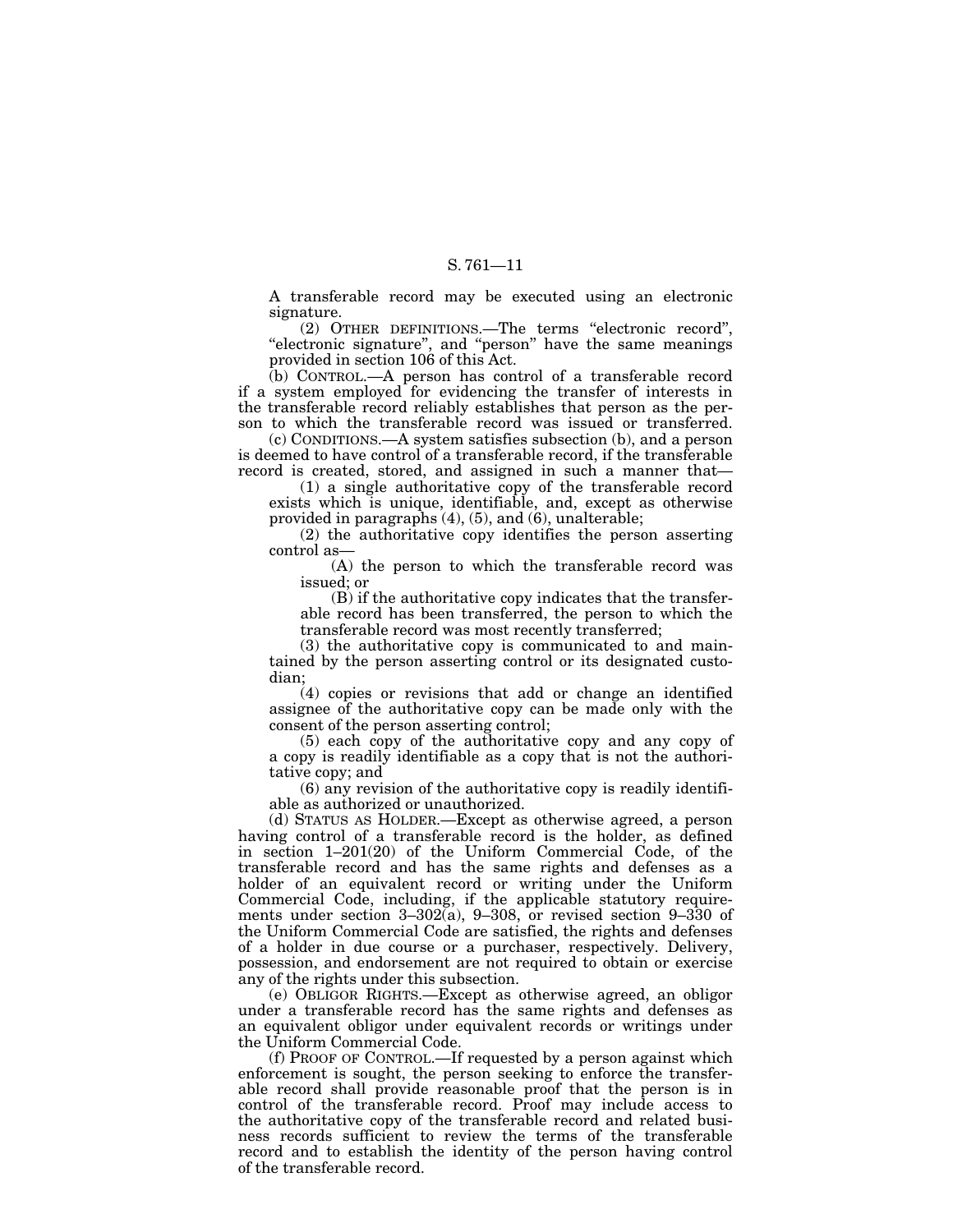A transferable record may be executed using an electronic signature.

(2) OTHER DEFINITIONS.—The terms "electronic record", "electronic signature", and "person" have the same meanings provided in section 106 of this Act.

(b) CONTROL.—A person has control of a transferable record if a system employed for evidencing the transfer of interests in the transferable record reliably establishes that person as the person to which the transferable record was issued or transferred.

(c) CONDITIONS.—A system satisfies subsection (b), and a person is deemed to have control of a transferable record, if the transferable record is created, stored, and assigned in such a manner that—

(1) a single authoritative copy of the transferable record exists which is unique, identifiable, and, except as otherwise provided in paragraphs (4), (5), and (6), unalterable;

(2) the authoritative copy identifies the person asserting control as—

(A) the person to which the transferable record was issued; or

(B) if the authoritative copy indicates that the transferable record has been transferred, the person to which the transferable record was most recently transferred;

(3) the authoritative copy is communicated to and maintained by the person asserting control or its designated custodian;

(4) copies or revisions that add or change an identified assignee of the authoritative copy can be made only with the consent of the person asserting control;

(5) each copy of the authoritative copy and any copy of a copy is readily identifiable as a copy that is not the authoritative copy; and

(6) any revision of the authoritative copy is readily identifiable as authorized or unauthorized.

(d) STATUS AS HOLDER.—Except as otherwise agreed, a person having control of a transferable record is the holder, as defined in section 1–201(20) of the Uniform Commercial Code, of the transferable record and has the same rights and defenses as a holder of an equivalent record or writing under the Uniform Commercial Code, including, if the applicable statutory requirements under section 3–302(a), 9–308, or revised section 9–330 of the Uniform Commercial Code are satisfied, the rights and defenses of a holder in due course or a purchaser, respectively. Delivery, possession, and endorsement are not required to obtain or exercise any of the rights under this subsection.

(e) OBLIGOR RIGHTS.—Except as otherwise agreed, an obligor under a transferable record has the same rights and defenses as an equivalent obligor under equivalent records or writings under the Uniform Commercial Code.

(f) PROOF OF CONTROL.—If requested by a person against which enforcement is sought, the person seeking to enforce the transferable record shall provide reasonable proof that the person is in control of the transferable record. Proof may include access to the authoritative copy of the transferable record and related business records sufficient to review the terms of the transferable record and to establish the identity of the person having control of the transferable record.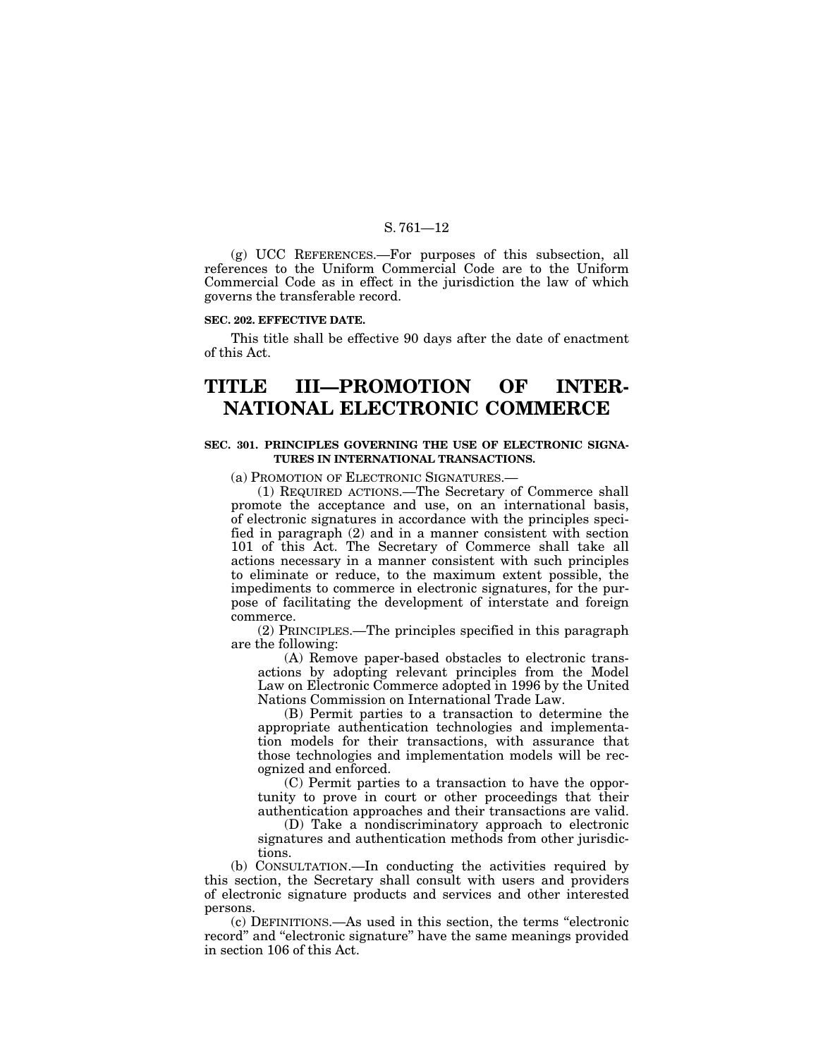(g) UCC REFERENCES.—For purposes of this subsection, all references to the Uniform Commercial Code are to the Uniform Commercial Code as in effect in the jurisdiction the law of which governs the transferable record.

**SEC. 202. EFFECTIVE DATE.**

This title shall be effective 90 days after the date of enactment of this Act.

# TITLE III—PROMOTION OF INTERNATIONAL ELECTRONIC COMMERCE

**SEC. 301. PRINCIPLES GOVERNING THE USE OF ELECTRONIC SIGNATURES IN INTERNATIONAL TRANSACTIONS.**

(a) PROMOTION OF ELECTRONIC SIGNATURES.—

(1) REQUIRED ACTIONS.—The Secretary of Commerce shall promote the acceptance and use, on an international basis, of electronic signatures in accordance with the principles specified in paragraph (2) and in a manner consistent with section 101 of this Act. The Secretary of Commerce shall take all actions necessary in a manner consistent with such principles to eliminate or reduce, to the maximum extent possible, the impediments to commerce in electronic signatures, for the purpose of facilitating the development of interstate and foreign commerce.

(2) PRINCIPLES.—The principles specified in this paragraph are the following:

(A) Remove paper-based obstacles to electronic transactions by adopting relevant principles from the Model Law on Electronic Commerce adopted in 1996 by the United Nations Commission on International Trade Law.

(B) Permit parties to a transaction to determine the appropriate authentication technologies and implementation models for their transactions, with assurance that those technologies and implementation models will be recognized and enforced.

(C) Permit parties to a transaction to have the opportunity to prove in court or other proceedings that their authentication approaches and their transactions are valid.

(D) Take a nondiscriminatory approach to electronic signatures and authentication methods from other jurisdictions.

(b) CONSULTATION.—In conducting the activities required by this section, the Secretary shall consult with users and providers of electronic signature products and services and other interested persons.

(c) DEFINITIONS.—As used in this section, the terms "electronic record" and "electronic signature" have the same meanings provided in section 106 of this Act.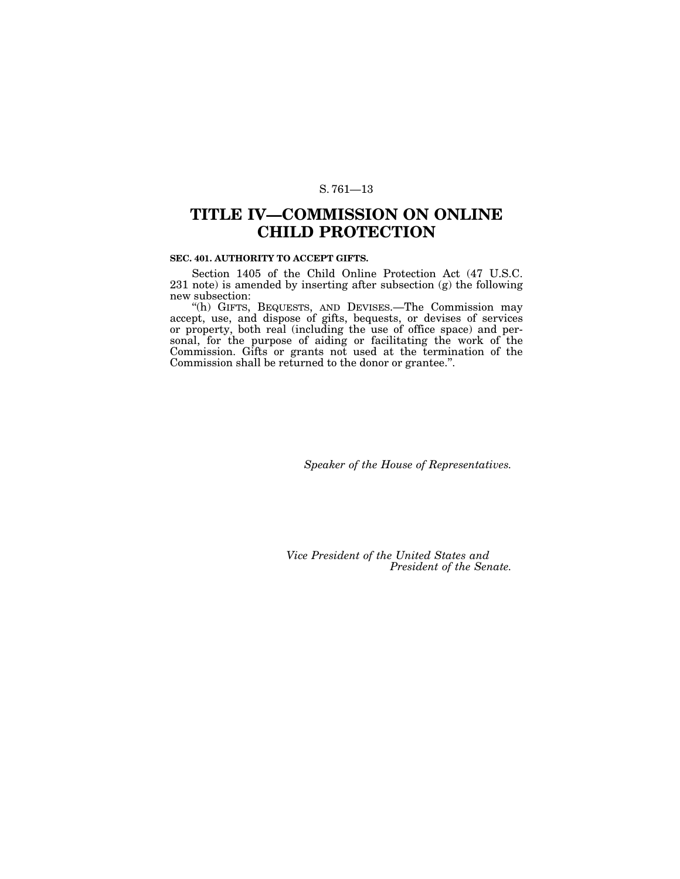# TITLE IV—COMMISSION ON ONLINE CHILD PROTECTION

**SEC. 401. AUTHORITY TO ACCEPT GIFTS.**

Section 1405 of the Child Online Protection Act (47 U.S.C. 231 note) is amended by inserting after subsection (g) the following new subsection:

"(h) GIFTS, BEQUESTS, AND DEVISES.—The Commission may accept, use, and dispose of gifts, bequests, or devises of services or property, both real (including the use of office space) and personal, for the purpose of aiding or facilitating the work of the Commission. Gifts or grants not used at the termination of the Commission shall be returned to the donor or grantee.".

*Speaker of the House of Representatives.*

*Vice President of the United States and President of the Senate.*